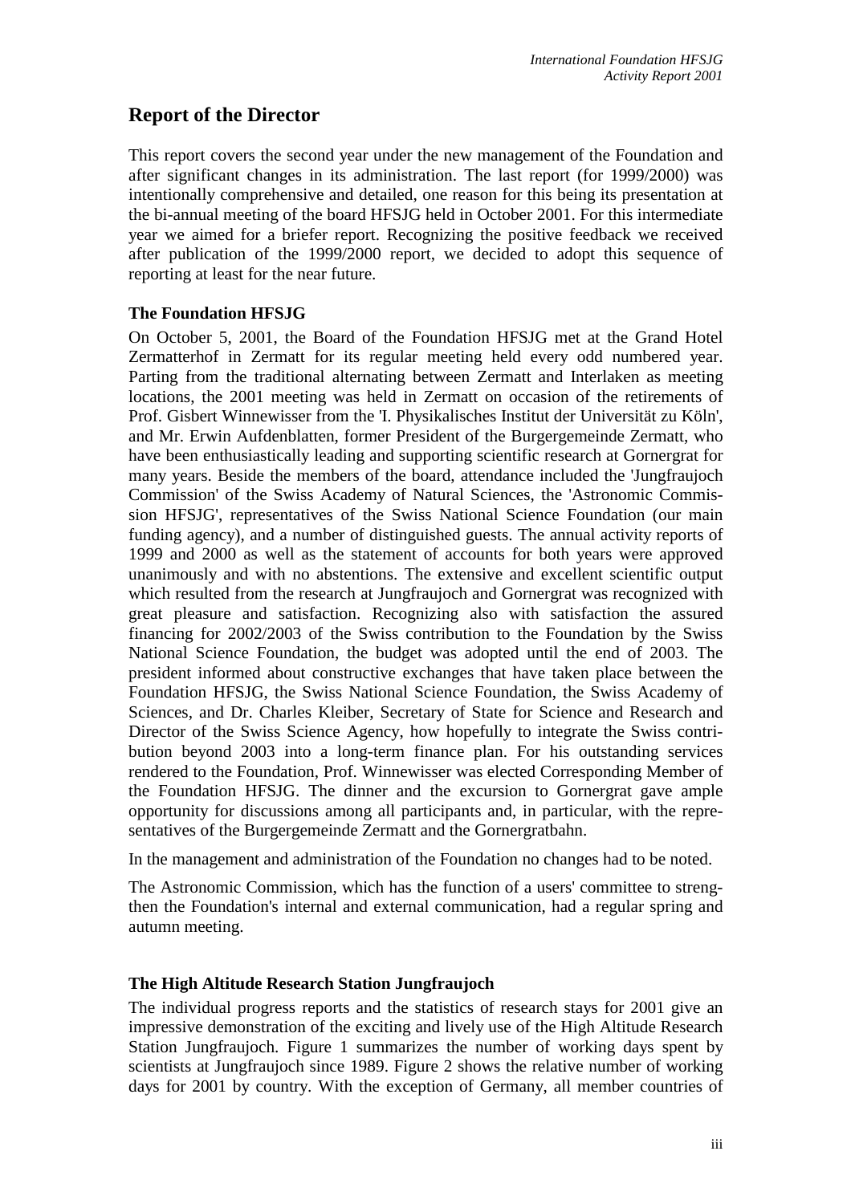# Report of the Director

This report covers the second year under the new management of the Foundation and after significant changes in its administration. The last report (for 1999/2000) was intentionally comprehensive and detailed, one reason for this being its presentation at the bi-annual meeting of the board HFSJG held in October 2001. For this intermediate year we aimed for a briefer report. Recognizing the positive feedback we received after publication of the 1999/2000 report, we decided to adopt this sequence of reporting at least for the near future.

### The Foundation HFSJG

On October 5, 2001, the Board of the Foundation HFSJG met at the Grand Hotel Zermatterhof in Zermatt for its regular meeting held every odd numbered year. Parting from the traditional alternating between Zermatt and Interlaken as meeting locations, the 2001 meeting was held in Zermatt on occasion of the retirements of Prof. Gisbert Winnewisser from the 'I. Physikalisches Institut der Universität zu Köln', and Mr. Erwin Aufdenblatten, former President of the Burgergemeinde Zermatt, who have been enthusiastically leading and supporting scientific research at Gornergrat for many years. Beside the members of the board, attendance included the 'Jungfraujoch Commission' of the Swiss Academy of Natural Sciences, the 'Astronomic Commission HFSJG', representatives of the Swiss National Science Foundation (our main funding agency), and a number of distinguished guests. The annual activity reports of 1999 and 2000 as well as the statement of accounts for both years were approved unanimously and with no abstentions. The extensive and excellent scientific output which resulted from the research at Jungfraujoch and Gornergrat was recognized with great pleasure and satisfaction. Recognizing also with satisfaction the assured financing for 2002/2003 of the Swiss contribution to the Foundation by the Swiss National Science Foundation, the budget was adopted until the end of 2003. The president informed about constructive exchanges that have taken place between the Foundation HFSJG, the Swiss National Science Foundation, the Swiss Academy of Sciences, and Dr. Charles Kleiber, Secretary of State for Science and Research and Director of the Swiss Science Agency, how hopefully to integrate the Swiss contribution beyond 2003 into a long-term finance plan. For his outstanding services rendered to the Foundation, Prof. Winnewisser was elected Corresponding Member of the Foundation HFSJG. The dinner and the excursion to Gornergrat gave ample opportunity for discussions among all participants and, in particular, with the representatives of the Burgergemeinde Zermatt and the Gornergratbahn.

In the management and administration of the Foundation no changes had to be noted.

The Astronomic Commission, which has the function of a users' committee to strengthen the Foundation's internal and external communication, had a regular spring and autumn meeting.

### The High Altitude Research Station Jungfraujoch

The individual progress reports and the statistics of research stays for 2001 give an impressive demonstration of the exciting and lively use of the High Altitude Research Station Jungfraujoch. Figure 1 summarizes the number of working days spent by scientists at Jungfraujoch since 1989. Figure 2 shows the relative number of working days for 2001 by country. With the exception of Germany, all member countries of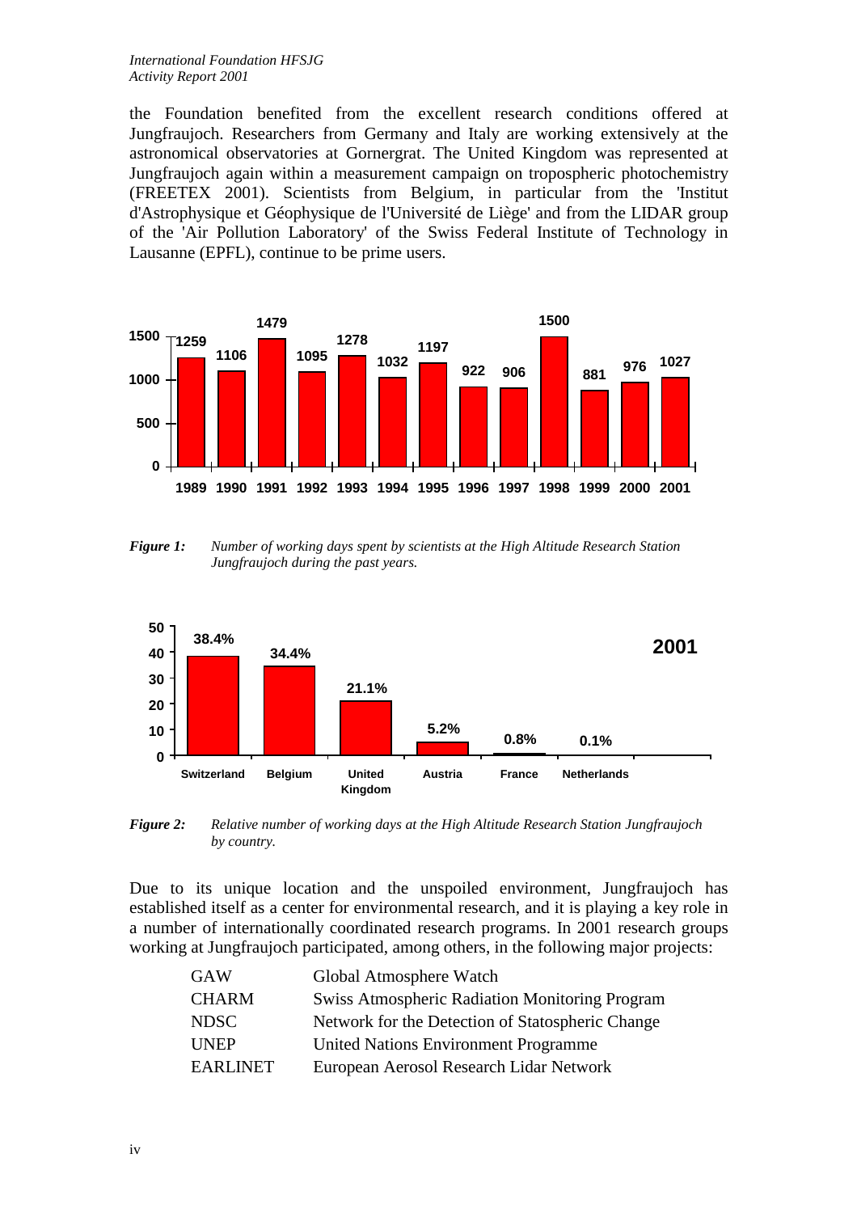the Foundation benefited from the excellent research conditions offered at Jungfraujoch. Researchers from Germany and Italy are working extensively at the astronomical observatories at Gornergrat. The United Kingdom was represented at Jungfraujoch again within a measurement campaign on tropospheric photochemistry (FREETEX 2001). Scientists from Belgium, in particular from the 'Institut d'Astrophysique et Géophysique de l'Université de Liège' and from the LIDAR group of the 'Air Pollution Laboratory' of the Swiss Federal Institute of Technology in Lausanne (EPFL), continue to be prime users.

| Year | 1989 | 1990 | 1991 | 1992 | 1993 | 1994 | 1995 | 1996 | 1997 | 1998 | 1999 | 2000 | 2001 |
|---|---|---|---|---|---|---|---|---|---|---|---|---|---|
| Working days | 1259 | 1106 | 1479 | 1095 | 1278 | 1032 | 1197 | 922 | 906 | 1500 | 881 | 976 | 1027 |

***Figure 1:*** *Number of working days spent by scientists at the High Altitude Research Station Jungfraujoch during the past years.*

**2001**

| Country | Switzerland | Belgium | United Kingdom | Austria | France | Netherlands |
|---|---|---|---|---|---|---|
| Share | 38.4% | 34.4% | 21.1% | 5.2% | 0.8% | 0.1% |

***Figure 2:*** *Relative number of working days at the High Altitude Research Station Jungfraujoch by country.*

Due to its unique location and the unspoiled environment, Jungfraujoch has established itself as a center for environmental research, and it is playing a key role in a number of internationally coordinated research programs. In 2001 research groups working at Jungfraujoch participated, among others, in the following major projects:

| | |
|---|---|
| GAW | Global Atmosphere Watch |
| CHARM | Swiss Atmospheric Radiation Monitoring Program |
| NDSC | Network for the Detection of Statospheric Change |
| UNEP | United Nations Environment Programme |
| EARLINET | European Aerosol Research Lidar Network |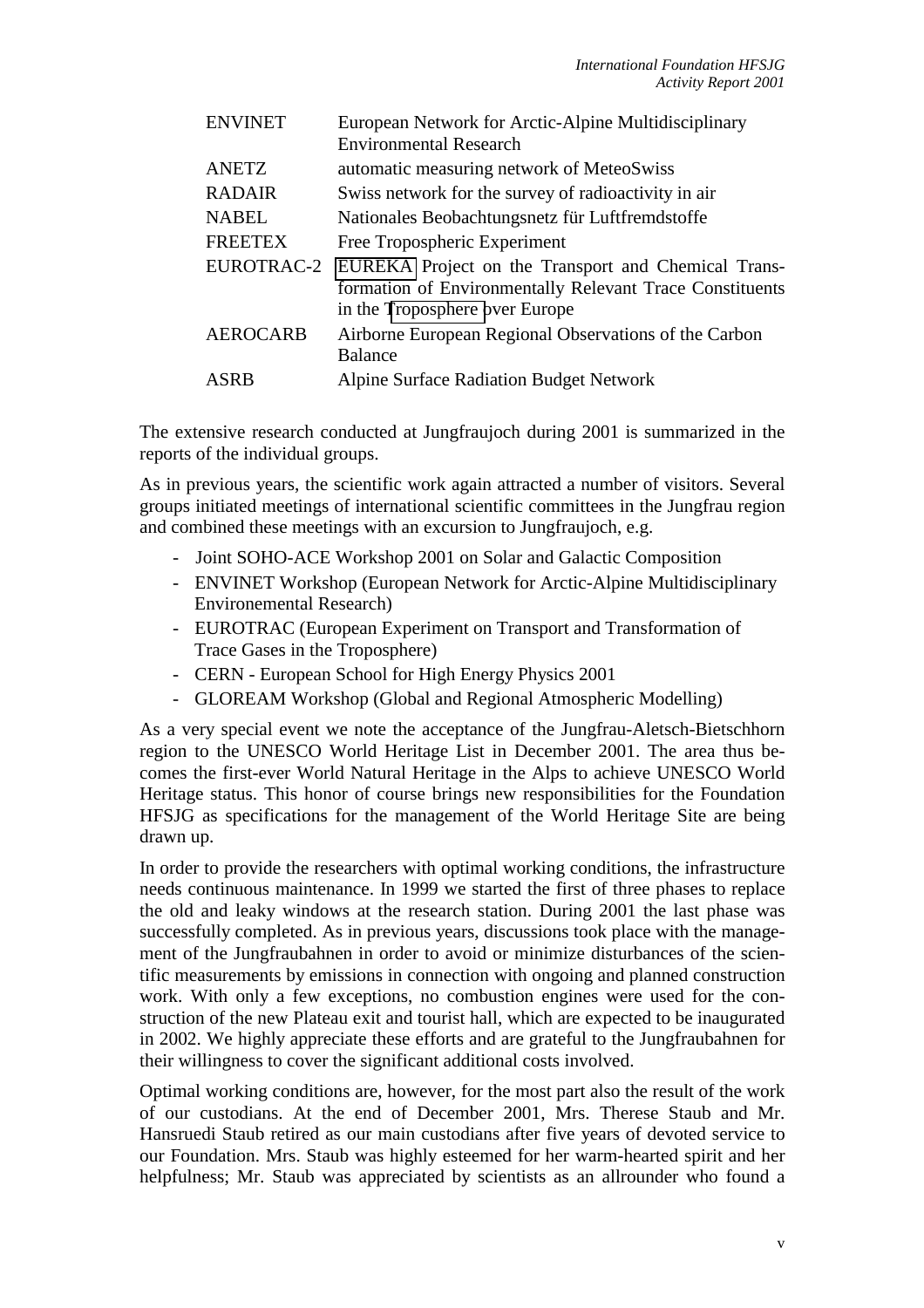| | |
|---|---|
| ENVINET | European Network for Arctic-Alpine Multidisciplinary Environmental Research |
| ANETZ | automatic measuring network of MeteoSwiss |
| RADAIR | Swiss network for the survey of radioactivity in air |
| NABEL | Nationales Beobachtungsnetz für Luftfremdstoffe |
| FREETEX | Free Tropospheric Experiment |
| EUROTRAC-2 | EUREKA Project on the Transport and Chemical Transformation of Environmentally Relevant Trace Constituents in the Troposphere over Europe |
| AEROCARB | Airborne European Regional Observations of the Carbon Balance |
| ASRB | Alpine Surface Radiation Budget Network |

The extensive research conducted at Jungfraujoch during 2001 is summarized in the reports of the individual groups.

As in previous years, the scientific work again attracted a number of visitors. Several groups initiated meetings of international scientific committees in the Jungfrau region and combined these meetings with an excursion to Jungfraujoch, e.g.

- Joint SOHO-ACE Workshop 2001 on Solar and Galactic Composition
- ENVINET Workshop (European Network for Arctic-Alpine Multidisciplinary Environemental Research)
- EUROTRAC (European Experiment on Transport and Transformation of Trace Gases in the Troposphere)
- CERN - European School for High Energy Physics 2001
- GLOREAM Workshop (Global and Regional Atmospheric Modelling)

As a very special event we note the acceptance of the Jungfrau-Aletsch-Bietschhorn region to the UNESCO World Heritage List in December 2001. The area thus becomes the first-ever World Natural Heritage in the Alps to achieve UNESCO World Heritage status. This honor of course brings new responsibilities for the Foundation HFSJG as specifications for the management of the World Heritage Site are being drawn up.

In order to provide the researchers with optimal working conditions, the infrastructure needs continuous maintenance. In 1999 we started the first of three phases to replace the old and leaky windows at the research station. During 2001 the last phase was successfully completed. As in previous years, discussions took place with the management of the Jungfraubahnen in order to avoid or minimize disturbances of the scientific measurements by emissions in connection with ongoing and planned construction work. With only a few exceptions, no combustion engines were used for the construction of the new Plateau exit and tourist hall, which are expected to be inaugurated in 2002. We highly appreciate these efforts and are grateful to the Jungfraubahnen for their willingness to cover the significant additional costs involved.

Optimal working conditions are, however, for the most part also the result of the work of our custodians. At the end of December 2001, Mrs. Therese Staub and Mr. Hansruedi Staub retired as our main custodians after five years of devoted service to our Foundation. Mrs. Staub was highly esteemed for her warm-hearted spirit and her helpfulness; Mr. Staub was appreciated by scientists as an allrounder who found a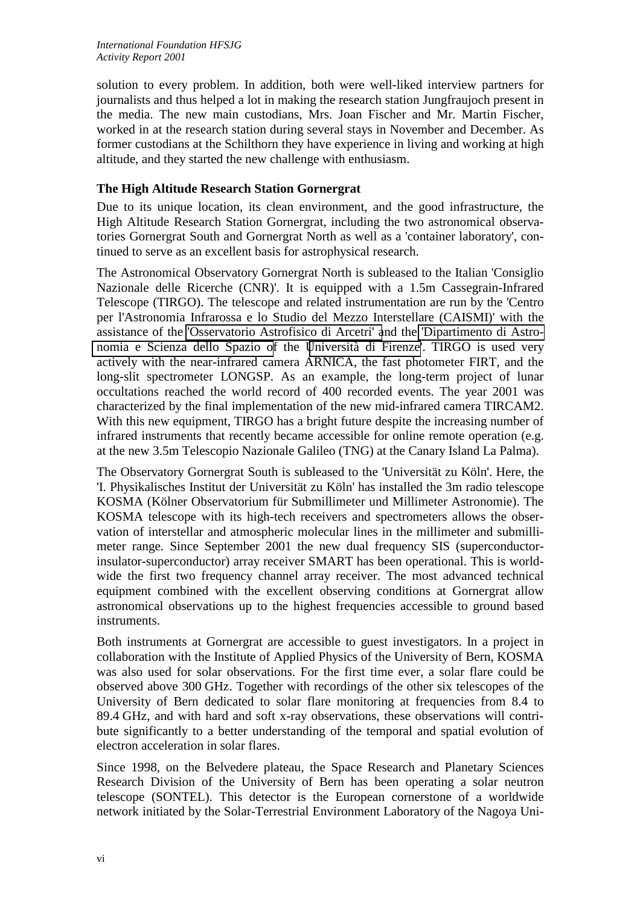solution to every problem. In addition, both were well-liked interview partners for journalists and thus helped a lot in making the research station Jungfraujoch present in the media. The new main custodians, Mrs. Joan Fischer and Mr. Martin Fischer, worked in at the research station during several stays in November and December. As former custodians at the Schilthorn they have experience in living and working at high altitude, and they started the new challenge with enthusiasm.

### The High Altitude Research Station Gornergrat

Due to its unique location, its clean environment, and the good infrastructure, the High Altitude Research Station Gornergrat, including the two astronomical observatories Gornergrat South and Gornergrat North as well as a 'container laboratory', continued to serve as an excellent basis for astrophysical research.

The Astronomical Observatory Gornergrat North is subleased to the Italian 'Consiglio Nazionale delle Ricerche (CNR)'. It is equipped with a 1.5m Cassegrain-Infrared Telescope (TIRGO). The telescope and related instrumentation are run by the 'Centro per l'Astronomia Infrarossa e lo Studio del Mezzo Interstellare (CAISMI)' with the assistance of the 'Osservatorio Astrofisico di Arcetri' and the 'Dipartimento di Astronomia e Scienza dello Spazio of the Università di Firenze'. TIRGO is used very actively with the near-infrared camera ARNICA, the fast photometer FIRT, and the long-slit spectrometer LONGSP. As an example, the long-term project of lunar occultations reached the world record of 400 recorded events. The year 2001 was characterized by the final implementation of the new mid-infrared camera TIRCAM2. With this new equipment, TIRGO has a bright future despite the increasing number of infrared instruments that recently became accessible for online remote operation (e.g. at the new 3.5m Telescopio Nazionale Galileo (TNG) at the Canary Island La Palma).

The Observatory Gornergrat South is subleased to the 'Universität zu Köln'. Here, the 'I. Physikalisches Institut der Universität zu Köln' has installed the 3m radio telescope KOSMA (Kölner Observatorium für Submillimeter und Millimeter Astronomie). The KOSMA telescope with its high-tech receivers and spectrometers allows the observation of interstellar and atmospheric molecular lines in the millimeter and submillimeter range. Since September 2001 the new dual frequency SIS (superconductor-insulator-superconductor) array receiver SMART has been operational. This is worldwide the first two frequency channel array receiver. The most advanced technical equipment combined with the excellent observing conditions at Gornergrat allow astronomical observations up to the highest frequencies accessible to ground based instruments.

Both instruments at Gornergrat are accessible to guest investigators. In a project in collaboration with the Institute of Applied Physics of the University of Bern, KOSMA was also used for solar observations. For the first time ever, a solar flare could be observed above 300 GHz. Together with recordings of the other six telescopes of the University of Bern dedicated to solar flare monitoring at frequencies from 8.4 to 89.4 GHz, and with hard and soft x-ray observations, these observations will contribute significantly to a better understanding of the temporal and spatial evolution of electron acceleration in solar flares.

Since 1998, on the Belvedere plateau, the Space Research and Planetary Sciences Research Division of the University of Bern has been operating a solar neutron telescope (SONTEL). This detector is the European cornerstone of a worldwide network initiated by the Solar-Terrestrial Environment Laboratory of the Nagoya Uni-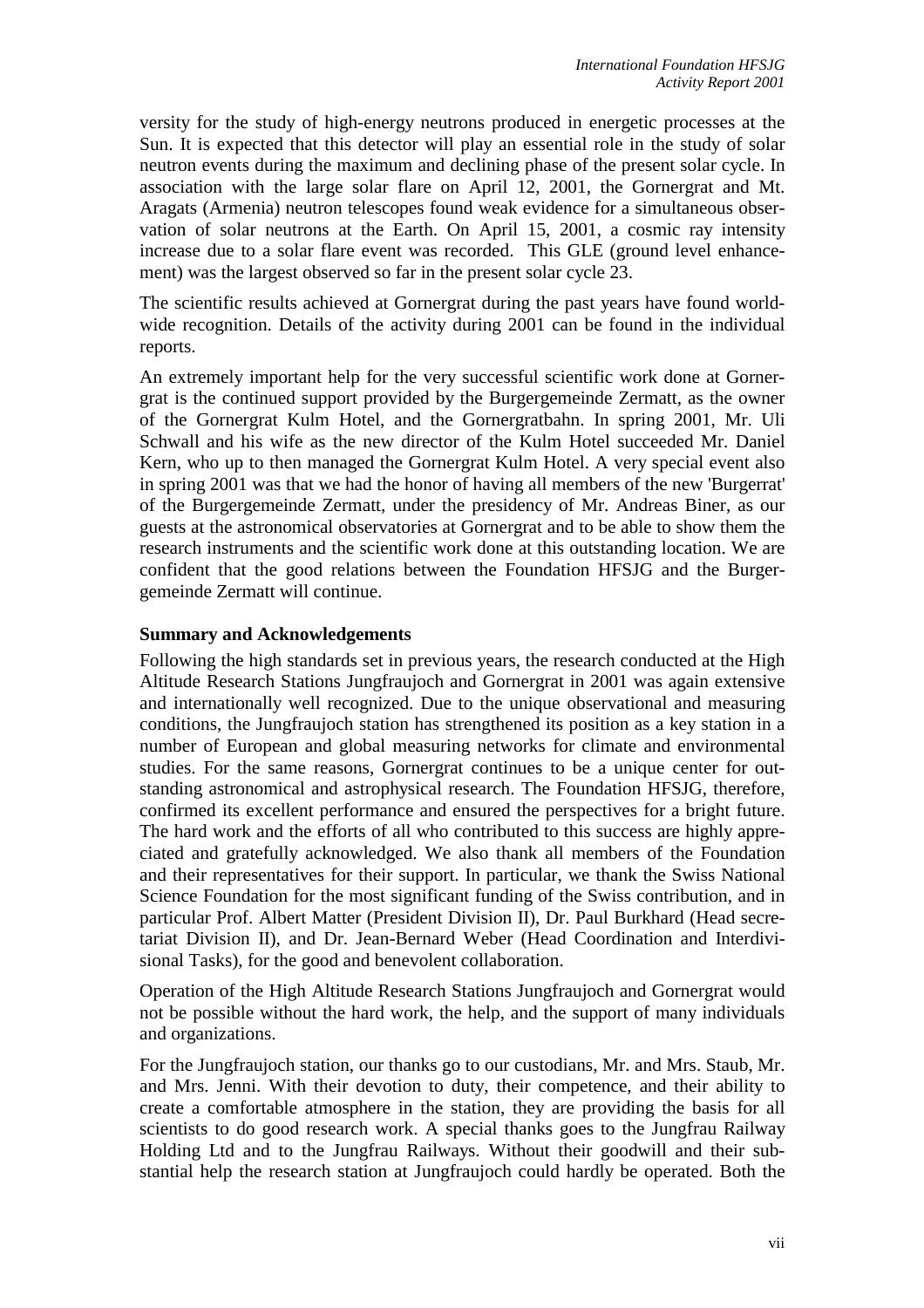versity for the study of high-energy neutrons produced in energetic processes at the Sun. It is expected that this detector will play an essential role in the study of solar neutron events during the maximum and declining phase of the present solar cycle. In association with the large solar flare on April 12, 2001, the Gornergrat and Mt. Aragats (Armenia) neutron telescopes found weak evidence for a simultaneous observation of solar neutrons at the Earth. On April 15, 2001, a cosmic ray intensity increase due to a solar flare event was recorded. This GLE (ground level enhancement) was the largest observed so far in the present solar cycle 23.

The scientific results achieved at Gornergrat during the past years have found worldwide recognition. Details of the activity during 2001 can be found in the individual reports.

An extremely important help for the very successful scientific work done at Gornergrat is the continued support provided by the Burgergemeinde Zermatt, as the owner of the Gornergrat Kulm Hotel, and the Gornergratbahn. In spring 2001, Mr. Uli Schwall and his wife as the new director of the Kulm Hotel succeeded Mr. Daniel Kern, who up to then managed the Gornergrat Kulm Hotel. A very special event also in spring 2001 was that we had the honor of having all members of the new 'Burgerrat' of the Burgergemeinde Zermatt, under the presidency of Mr. Andreas Biner, as our guests at the astronomical observatories at Gornergrat and to be able to show them the research instruments and the scientific work done at this outstanding location. We are confident that the good relations between the Foundation HFSJG and the Burgergemeinde Zermatt will continue.

**Summary and Acknowledgements**

Following the high standards set in previous years, the research conducted at the High Altitude Research Stations Jungfraujoch and Gornergrat in 2001 was again extensive and internationally well recognized. Due to the unique observational and measuring conditions, the Jungfraujoch station has strengthened its position as a key station in a number of European and global measuring networks for climate and environmental studies. For the same reasons, Gornergrat continues to be a unique center for outstanding astronomical and astrophysical research. The Foundation HFSJG, therefore, confirmed its excellent performance and ensured the perspectives for a bright future. The hard work and the efforts of all who contributed to this success are highly appreciated and gratefully acknowledged. We also thank all members of the Foundation and their representatives for their support. In particular, we thank the Swiss National Science Foundation for the most significant funding of the Swiss contribution, and in particular Prof. Albert Matter (President Division II), Dr. Paul Burkhard (Head secretariat Division II), and Dr. Jean-Bernard Weber (Head Coordination and Interdivisional Tasks), for the good and benevolent collaboration.

Operation of the High Altitude Research Stations Jungfraujoch and Gornergrat would not be possible without the hard work, the help, and the support of many individuals and organizations.

For the Jungfraujoch station, our thanks go to our custodians, Mr. and Mrs. Staub, Mr. and Mrs. Jenni. With their devotion to duty, their competence, and their ability to create a comfortable atmosphere in the station, they are providing the basis for all scientists to do good research work. A special thanks goes to the Jungfrau Railway Holding Ltd and to the Jungfrau Railways. Without their goodwill and their substantial help the research station at Jungfraujoch could hardly be operated. Both the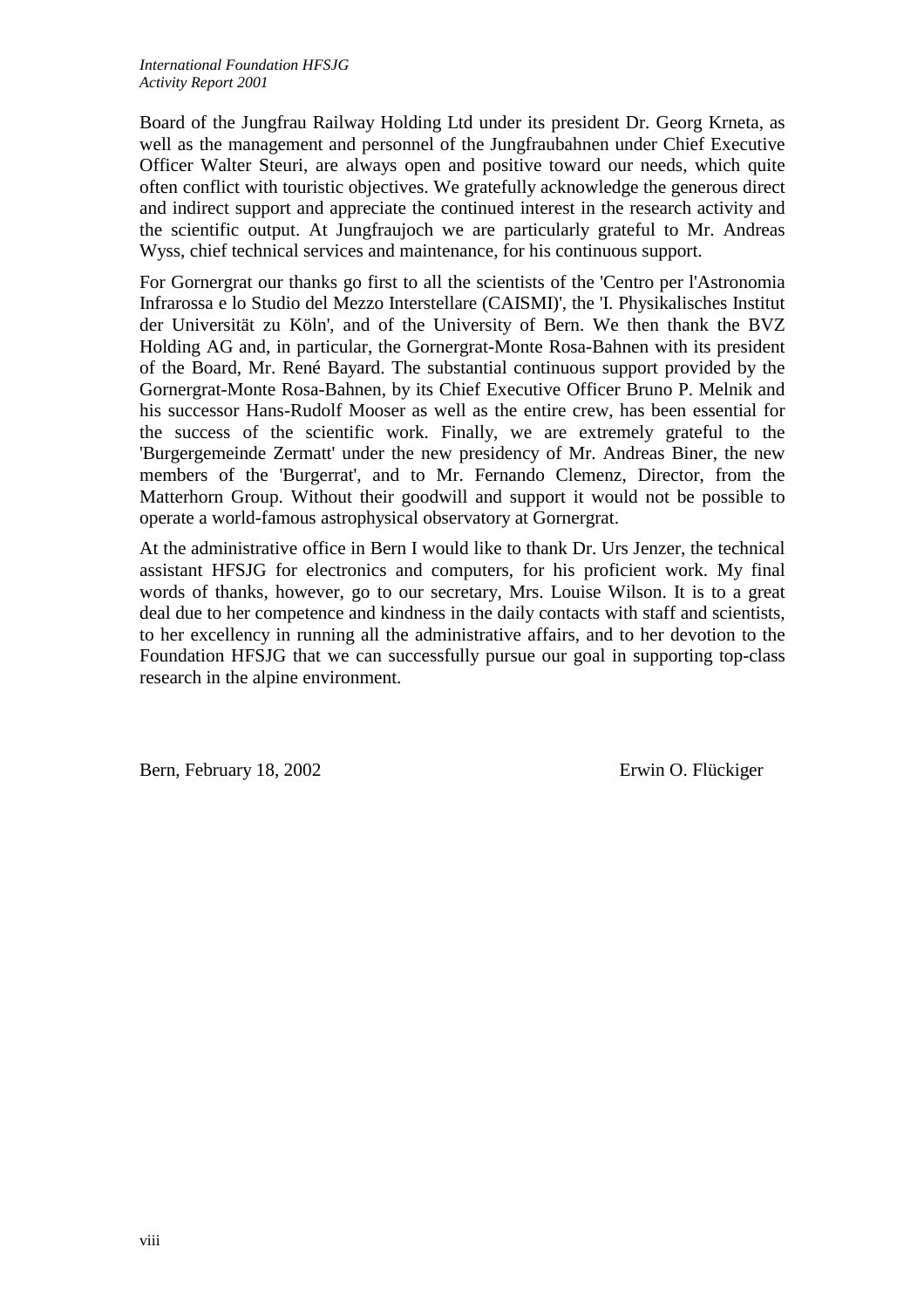Board of the Jungfrau Railway Holding Ltd under its president Dr. Georg Krneta, as well as the management and personnel of the Jungfraubahnen under Chief Executive Officer Walter Steuri, are always open and positive toward our needs, which quite often conflict with touristic objectives. We gratefully acknowledge the generous direct and indirect support and appreciate the continued interest in the research activity and the scientific output. At Jungfraujoch we are particularly grateful to Mr. Andreas Wyss, chief technical services and maintenance, for his continuous support.

For Gornergrat our thanks go first to all the scientists of the 'Centro per l'Astronomia Infrarossa e lo Studio del Mezzo Interstellare (CAISMI)', the 'I. Physikalisches Institut der Universität zu Köln', and of the University of Bern. We then thank the BVZ Holding AG and, in particular, the Gornergrat-Monte Rosa-Bahnen with its president of the Board, Mr. René Bayard. The substantial continuous support provided by the Gornergrat-Monte Rosa-Bahnen, by its Chief Executive Officer Bruno P. Melnik and his successor Hans-Rudolf Mooser as well as the entire crew, has been essential for the success of the scientific work. Finally, we are extremely grateful to the 'Burgergemeinde Zermatt' under the new presidency of Mr. Andreas Biner, the new members of the 'Burgerrat', and to Mr. Fernando Clemenz, Director, from the Matterhorn Group. Without their goodwill and support it would not be possible to operate a world-famous astrophysical observatory at Gornergrat.

At the administrative office in Bern I would like to thank Dr. Urs Jenzer, the technical assistant HFSJG for electronics and computers, for his proficient work. My final words of thanks, however, go to our secretary, Mrs. Louise Wilson. It is to a great deal due to her competence and kindness in the daily contacts with staff and scientists, to her excellency in running all the administrative affairs, and to her devotion to the Foundation HFSJG that we can successfully pursue our goal in supporting top-class research in the alpine environment.

Bern, February 18, 2002 Erwin O. Flückiger